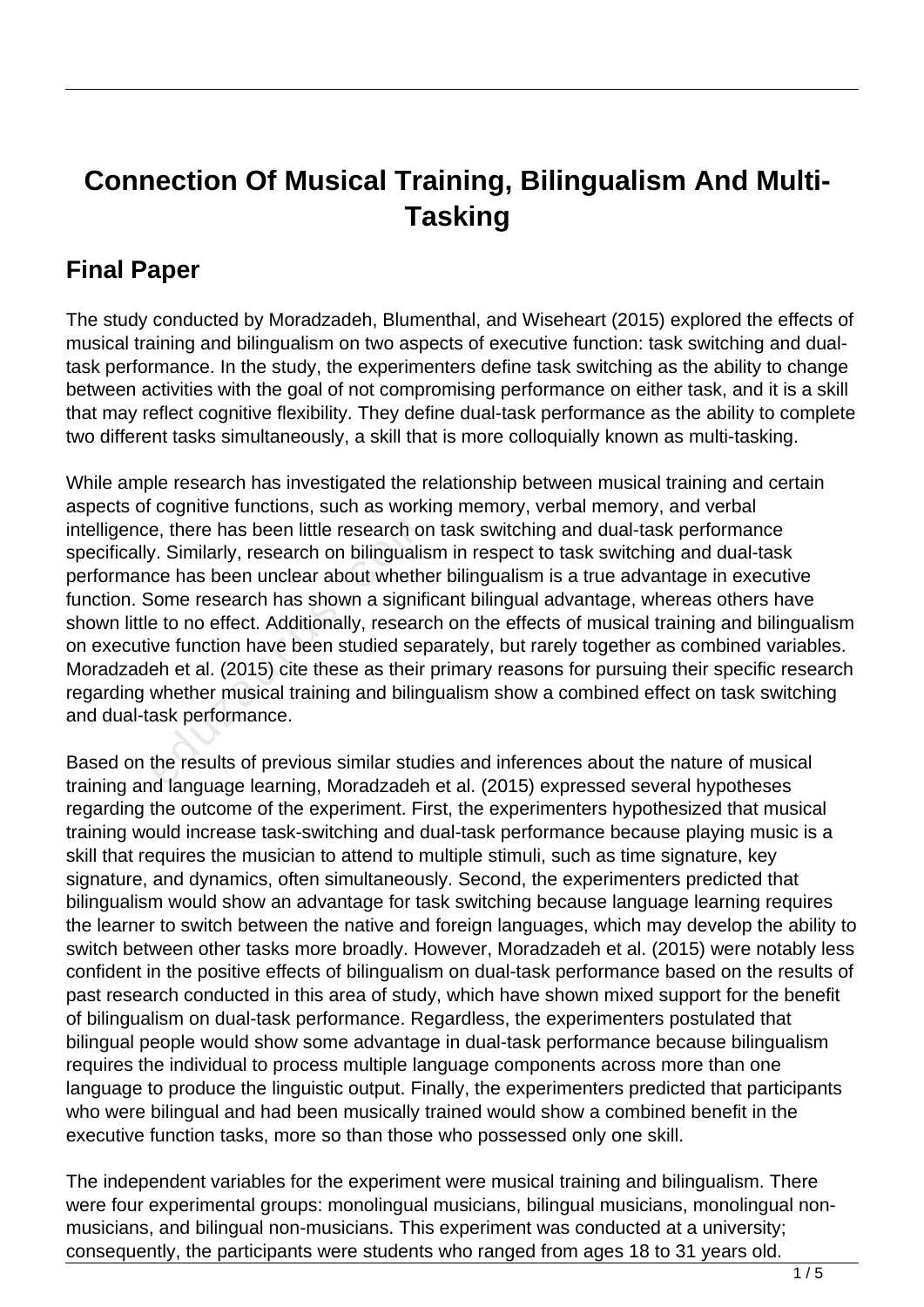# Connection Of Musical Training, Bilingualism And Multi-Tasking

## Final Paper

The study conducted by Moradzadeh, Blumenthal, and Wiseheart (2015) explored the effects of musical training and bilingualism on two aspects of executive function: task switching and dual-task performance. In the study, the experimenters define task switching as the ability to change between activities with the goal of not compromising performance on either task, and it is a skill that may reflect cognitive flexibility. They define dual-task performance as the ability to complete two different tasks simultaneously, a skill that is more colloquially known as multi-tasking.

While ample research has investigated the relationship between musical training and certain aspects of cognitive functions, such as working memory, verbal memory, and verbal intelligence, there has been little research on task switching and dual-task performance specifically. Similarly, research on bilingualism in respect to task switching and dual-task performance has been unclear about whether bilingualism is a true advantage in executive function. Some research has shown a significant bilingual advantage, whereas others have shown little to no effect. Additionally, research on the effects of musical training and bilingualism on executive function have been studied separately, but rarely together as combined variables. Moradzadeh et al. (2015) cite these as their primary reasons for pursuing their specific research regarding whether musical training and bilingualism show a combined effect on task switching and dual-task performance.

Based on the results of previous similar studies and inferences about the nature of musical training and language learning, Moradzadeh et al. (2015) expressed several hypotheses regarding the outcome of the experiment. First, the experimenters hypothesized that musical training would increase task-switching and dual-task performance because playing music is a skill that requires the musician to attend to multiple stimuli, such as time signature, key signature, and dynamics, often simultaneously. Second, the experimenters predicted that bilingualism would show an advantage for task switching because language learning requires the learner to switch between the native and foreign languages, which may develop the ability to switch between other tasks more broadly. However, Moradzadeh et al. (2015) were notably less confident in the positive effects of bilingualism on dual-task performance based on the results of past research conducted in this area of study, which have shown mixed support for the benefit of bilingualism on dual-task performance. Regardless, the experimenters postulated that bilingual people would show some advantage in dual-task performance because bilingualism requires the individual to process multiple language components across more than one language to produce the linguistic output. Finally, the experimenters predicted that participants who were bilingual and had been musically trained would show a combined benefit in the executive function tasks, more so than those who possessed only one skill.

The independent variables for the experiment were musical training and bilingualism. There were four experimental groups: monolingual musicians, bilingual musicians, monolingual non-musicians, and bilingual non-musicians. This experiment was conducted at a university; consequently, the participants were students who ranged from ages 18 to 31 years old.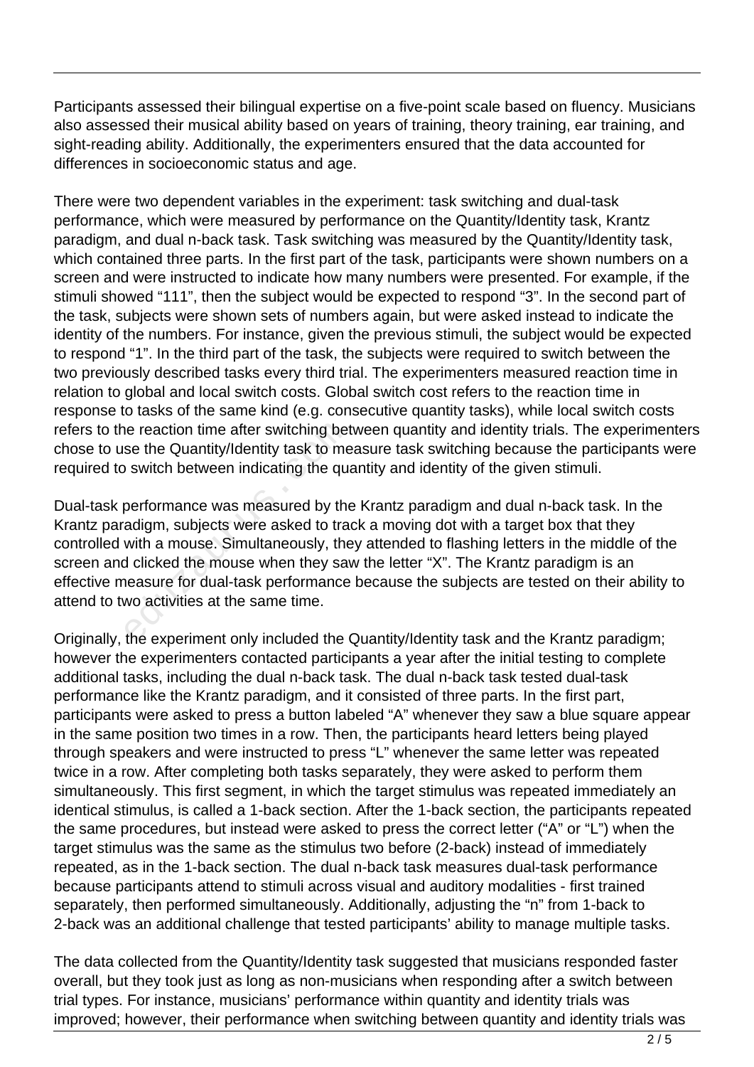Participants assessed their bilingual expertise on a five-point scale based on fluency. Musicians also assessed their musical ability based on years of training, theory training, ear training, and sight-reading ability. Additionally, the experimenters ensured that the data accounted for differences in socioeconomic status and age.

There were two dependent variables in the experiment: task switching and dual-task performance, which were measured by performance on the Quantity/Identity task, Krantz paradigm, and dual n-back task. Task switching was measured by the Quantity/Identity task, which contained three parts. In the first part of the task, participants were shown numbers on a screen and were instructed to indicate how many numbers were presented. For example, if the stimuli showed "111", then the subject would be expected to respond "3". In the second part of the task, subjects were shown sets of numbers again, but were asked instead to indicate the identity of the numbers. For instance, given the previous stimuli, the subject would be expected to respond "1". In the third part of the task, the subjects were required to switch between the two previously described tasks every third trial. The experimenters measured reaction time in relation to global and local switch costs. Global switch cost refers to the reaction time in response to tasks of the same kind (e.g. consecutive quantity tasks), while local switch costs refers to the reaction time after switching between quantity and identity trials. The experimenters chose to use the Quantity/Identity task to measure task switching because the participants were required to switch between indicating the quantity and identity of the given stimuli.

Dual-task performance was measured by the Krantz paradigm and dual n-back task. In the Krantz paradigm, subjects were asked to track a moving dot with a target box that they controlled with a mouse. Simultaneously, they attended to flashing letters in the middle of the screen and clicked the mouse when they saw the letter "X". The Krantz paradigm is an effective measure for dual-task performance because the subjects are tested on their ability to attend to two activities at the same time.

Originally, the experiment only included the Quantity/Identity task and the Krantz paradigm; however the experimenters contacted participants a year after the initial testing to complete additional tasks, including the dual n-back task. The dual n-back task tested dual-task performance like the Krantz paradigm, and it consisted of three parts. In the first part, participants were asked to press a button labeled "A" whenever they saw a blue square appear in the same position two times in a row. Then, the participants heard letters being played through speakers and were instructed to press "L" whenever the same letter was repeated twice in a row. After completing both tasks separately, they were asked to perform them simultaneously. This first segment, in which the target stimulus was repeated immediately an identical stimulus, is called a 1-back section. After the 1-back section, the participants repeated the same procedures, but instead were asked to press the correct letter ("A" or "L") when the target stimulus was the same as the stimulus two before (2-back) instead of immediately repeated, as in the 1-back section. The dual n-back task measures dual-task performance because participants attend to stimuli across visual and auditory modalities - first trained separately, then performed simultaneously. Additionally, adjusting the "n" from 1-back to 2-back was an additional challenge that tested participants' ability to manage multiple tasks.

The data collected from the Quantity/Identity task suggested that musicians responded faster overall, but they took just as long as non-musicians when responding after a switch between trial types. For instance, musicians' performance within quantity and identity trials was improved; however, their performance when switching between quantity and identity trials was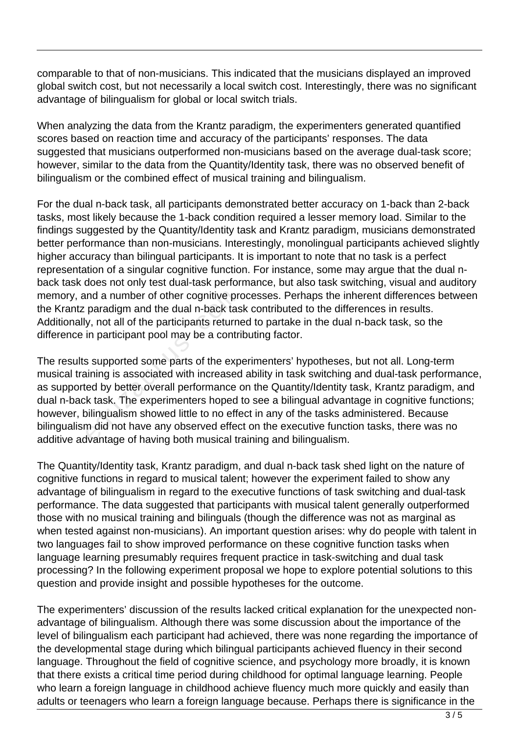comparable to that of non-musicians. This indicated that the musicians displayed an improved global switch cost, but not necessarily a local switch cost. Interestingly, there was no significant advantage of bilingualism for global or local switch trials.

When analyzing the data from the Krantz paradigm, the experimenters generated quantified scores based on reaction time and accuracy of the participants' responses. The data suggested that musicians outperformed non-musicians based on the average dual-task score; however, similar to the data from the Quantity/Identity task, there was no observed benefit of bilingualism or the combined effect of musical training and bilingualism.

For the dual n-back task, all participants demonstrated better accuracy on 1-back than 2-back tasks, most likely because the 1-back condition required a lesser memory load. Similar to the findings suggested by the Quantity/Identity task and Krantz paradigm, musicians demonstrated better performance than non-musicians. Interestingly, monolingual participants achieved slightly higher accuracy than bilingual participants. It is important to note that no task is a perfect representation of a singular cognitive function. For instance, some may argue that the dual n-back task does not only test dual-task performance, but also task switching, visual and auditory memory, and a number of other cognitive processes. Perhaps the inherent differences between the Krantz paradigm and the dual n-back task contributed to the differences in results. Additionally, not all of the participants returned to partake in the dual n-back task, so the difference in participant pool may be a contributing factor.

The results supported some parts of the experimenters' hypotheses, but not all. Long-term musical training is associated with increased ability in task switching and dual-task performance, as supported by better overall performance on the Quantity/Identity task, Krantz paradigm, and dual n-back task. The experimenters hoped to see a bilingual advantage in cognitive functions; however, bilingualism showed little to no effect in any of the tasks administered. Because bilingualism did not have any observed effect on the executive function tasks, there was no additive advantage of having both musical training and bilingualism.

The Quantity/Identity task, Krantz paradigm, and dual n-back task shed light on the nature of cognitive functions in regard to musical talent; however the experiment failed to show any advantage of bilingualism in regard to the executive functions of task switching and dual-task performance. The data suggested that participants with musical talent generally outperformed those with no musical training and bilinguals (though the difference was not as marginal as when tested against non-musicians). An important question arises: why do people with talent in two languages fail to show improved performance on these cognitive function tasks when language learning presumably requires frequent practice in task-switching and dual task processing? In the following experiment proposal we hope to explore potential solutions to this question and provide insight and possible hypotheses for the outcome.

The experimenters' discussion of the results lacked critical explanation for the unexpected non-advantage of bilingualism. Although there was some discussion about the importance of the level of bilingualism each participant had achieved, there was none regarding the importance of the developmental stage during which bilingual participants achieved fluency in their second language. Throughout the field of cognitive science, and psychology more broadly, it is known that there exists a critical time period during childhood for optimal language learning. People who learn a foreign language in childhood achieve fluency much more quickly and easily than adults or teenagers who learn a foreign language because. Perhaps there is significance in the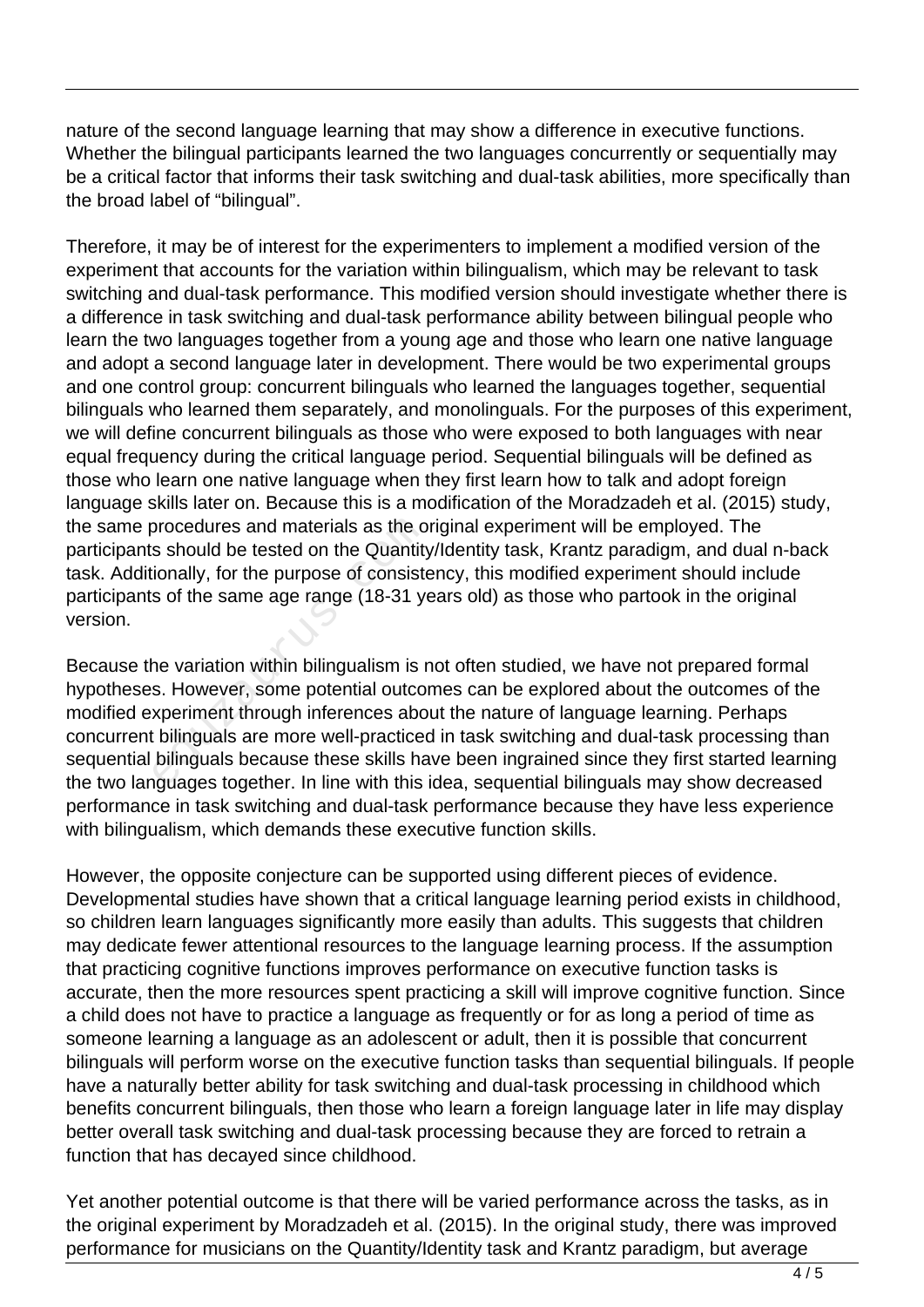nature of the second language learning that may show a difference in executive functions. Whether the bilingual participants learned the two languages concurrently or sequentially may be a critical factor that informs their task switching and dual-task abilities, more specifically than the broad label of "bilingual".

Therefore, it may be of interest for the experimenters to implement a modified version of the experiment that accounts for the variation within bilingualism, which may be relevant to task switching and dual-task performance. This modified version should investigate whether there is a difference in task switching and dual-task performance ability between bilingual people who learn the two languages together from a young age and those who learn one native language and adopt a second language later in development. There would be two experimental groups and one control group: concurrent bilinguals who learned the languages together, sequential bilinguals who learned them separately, and monolinguals. For the purposes of this experiment, we will define concurrent bilinguals as those who were exposed to both languages with near equal frequency during the critical language period. Sequential bilinguals will be defined as those who learn one native language when they first learn how to talk and adopt foreign language skills later on. Because this is a modification of the Moradzadeh et al. (2015) study, the same procedures and materials as the original experiment will be employed. The participants should be tested on the Quantity/Identity task, Krantz paradigm, and dual n-back task. Additionally, for the purpose of consistency, this modified experiment should include participants of the same age range (18-31 years old) as those who partook in the original version.

Because the variation within bilingualism is not often studied, we have not prepared formal hypotheses. However, some potential outcomes can be explored about the outcomes of the modified experiment through inferences about the nature of language learning. Perhaps concurrent bilinguals are more well-practiced in task switching and dual-task processing than sequential bilinguals because these skills have been ingrained since they first started learning the two languages together. In line with this idea, sequential bilinguals may show decreased performance in task switching and dual-task performance because they have less experience with bilingualism, which demands these executive function skills.

However, the opposite conjecture can be supported using different pieces of evidence. Developmental studies have shown that a critical language learning period exists in childhood, so children learn languages significantly more easily than adults. This suggests that children may dedicate fewer attentional resources to the language learning process. If the assumption that practicing cognitive functions improves performance on executive function tasks is accurate, then the more resources spent practicing a skill will improve cognitive function. Since a child does not have to practice a language as frequently or for as long a period of time as someone learning a language as an adolescent or adult, then it is possible that concurrent bilinguals will perform worse on the executive function tasks than sequential bilinguals. If people have a naturally better ability for task switching and dual-task processing in childhood which benefits concurrent bilinguals, then those who learn a foreign language later in life may display better overall task switching and dual-task processing because they are forced to retrain a function that has decayed since childhood.

Yet another potential outcome is that there will be varied performance across the tasks, as in the original experiment by Moradzadeh et al. (2015). In the original study, there was improved performance for musicians on the Quantity/Identity task and Krantz paradigm, but average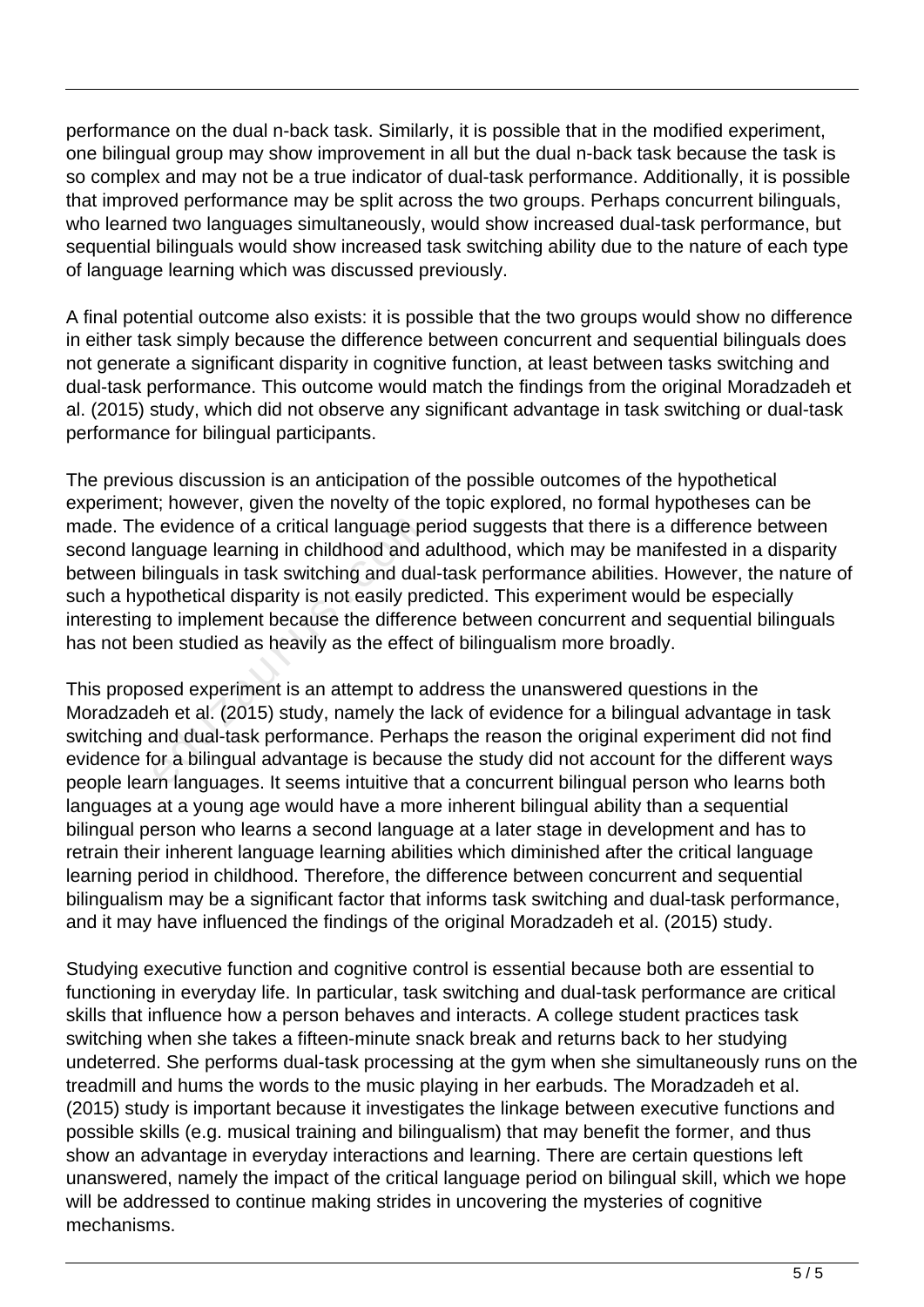performance on the dual n-back task. Similarly, it is possible that in the modified experiment, one bilingual group may show improvement in all but the dual n-back task because the task is so complex and may not be a true indicator of dual-task performance. Additionally, it is possible that improved performance may be split across the two groups. Perhaps concurrent bilinguals, who learned two languages simultaneously, would show increased dual-task performance, but sequential bilinguals would show increased task switching ability due to the nature of each type of language learning which was discussed previously.

A final potential outcome also exists: it is possible that the two groups would show no difference in either task simply because the difference between concurrent and sequential bilinguals does not generate a significant disparity in cognitive function, at least between tasks switching and dual-task performance. This outcome would match the findings from the original Moradzadeh et al. (2015) study, which did not observe any significant advantage in task switching or dual-task performance for bilingual participants.

The previous discussion is an anticipation of the possible outcomes of the hypothetical experiment; however, given the novelty of the topic explored, no formal hypotheses can be made. The evidence of a critical language period suggests that there is a difference between second language learning in childhood and adulthood, which may be manifested in a disparity between bilinguals in task switching and dual-task performance abilities. However, the nature of such a hypothetical disparity is not easily predicted. This experiment would be especially interesting to implement because the difference between concurrent and sequential bilinguals has not been studied as heavily as the effect of bilingualism more broadly.

This proposed experiment is an attempt to address the unanswered questions in the Moradzadeh et al. (2015) study, namely the lack of evidence for a bilingual advantage in task switching and dual-task performance. Perhaps the reason the original experiment did not find evidence for a bilingual advantage is because the study did not account for the different ways people learn languages. It seems intuitive that a concurrent bilingual person who learns both languages at a young age would have a more inherent bilingual ability than a sequential bilingual person who learns a second language at a later stage in development and has to retrain their inherent language learning abilities which diminished after the critical language learning period in childhood. Therefore, the difference between concurrent and sequential bilingualism may be a significant factor that informs task switching and dual-task performance, and it may have influenced the findings of the original Moradzadeh et al. (2015) study.

Studying executive function and cognitive control is essential because both are essential to functioning in everyday life. In particular, task switching and dual-task performance are critical skills that influence how a person behaves and interacts. A college student practices task switching when she takes a fifteen-minute snack break and returns back to her studying undeterred. She performs dual-task processing at the gym when she simultaneously runs on the treadmill and hums the words to the music playing in her earbuds. The Moradzadeh et al. (2015) study is important because it investigates the linkage between executive functions and possible skills (e.g. musical training and bilingualism) that may benefit the former, and thus show an advantage in everyday interactions and learning. There are certain questions left unanswered, namely the impact of the critical language period on bilingual skill, which we hope will be addressed to continue making strides in uncovering the mysteries of cognitive mechanisms.